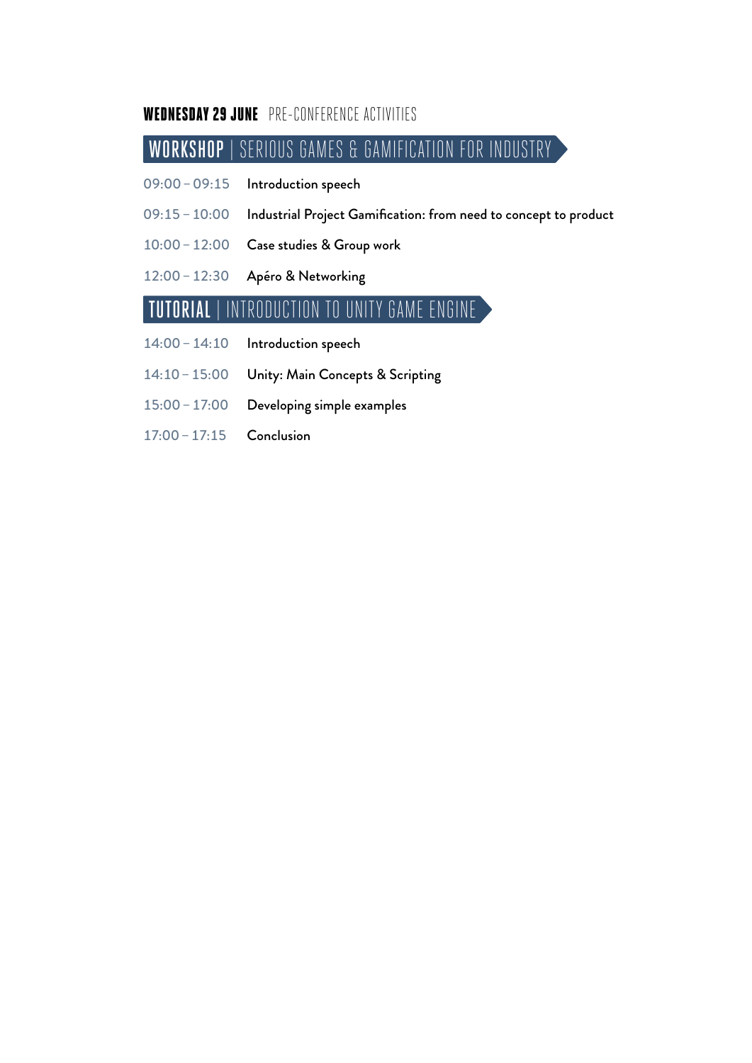## **WEDNESDAY 29 JUNE** PRE-CONFERENCE ACTIVITIES

### **WORKSHOP** | SERIOUS GAMES & GAMIFICATION FOR INDUSTRY

| | |
|---|---|
| 09:00 – 09:15 | Introduction speech |
| 09:15 – 10:00 | Industrial Project Gamification: from need to concept to product |
| 10:00 – 12:00 | Case studies & Group work |
| 12:00 – 12:30 | Apéro & Networking |

### **TUTORIAL** | INTRODUCTION TO UNITY GAME ENGINE

| | |
|---|---|
| 14:00 – 14:10 | Introduction speech |
| 14:10 – 15:00 | Unity: Main Concepts & Scripting |
| 15:00 – 17:00 | Developing simple examples |
| 17:00 – 17:15 | Conclusion |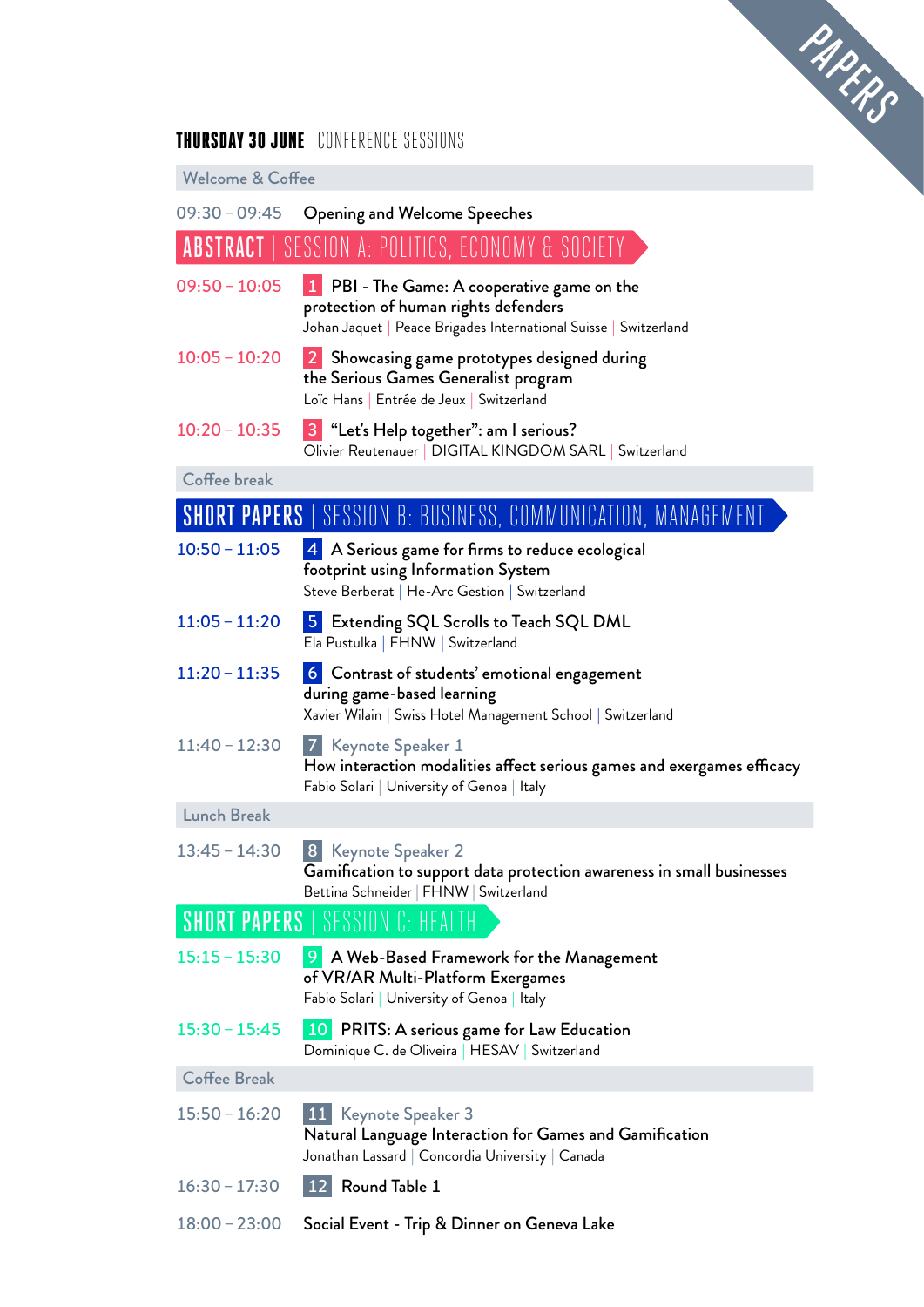PAPERS

## THURSDAY 30 JUNE CONFERENCE SESSIONS

**Welcome & Coffee**

09:30 – 09:45 Opening and Welcome Speeches

### ABSTRACT | SESSION A: POLITICS, ECONOMY & SOCIETY

09:50 – 10:05 **1** PBI - The Game: A cooperative game on the protection of human rights defenders
Johan Jaquet | Peace Brigades International Suisse | Switzerland

10:05 – 10:20 **2** Showcasing game prototypes designed during the Serious Games Generalist program
Loïc Hans | Entrée de Jeux | Switzerland

10:20 – 10:35 **3** "Let's Help together": am I serious?
Olivier Reutenauer | DIGITAL KINGDOM SARL | Switzerland

**Coffee break**

### SHORT PAPERS | SESSION B: BUSINESS, COMMUNICATION, MANAGEMENT

10:50 – 11:05 **4** A Serious game for firms to reduce ecological footprint using Information System
Steve Berberat | He-Arc Gestion | Switzerland

11:05 – 11:20 **5** Extending SQL Scrolls to Teach SQL DML
Ela Pustulka | FHNW | Switzerland

11:20 – 11:35 **6** Contrast of students' emotional engagement during game-based learning
Xavier Wilain | Swiss Hotel Management School | Switzerland

11:40 – 12:30 **7** Keynote Speaker 1
How interaction modalities affect serious games and exergames efficacy
Fabio Solari | University of Genoa | Italy

**Lunch Break**

13:45 – 14:30 **8** Keynote Speaker 2
Gamification to support data protection awareness in small businesses
Bettina Schneider | FHNW | Switzerland

### SHORT PAPERS | SESSION C: HEALTH

15:15 – 15:30 **9** A Web-Based Framework for the Management of VR/AR Multi-Platform Exergames
Fabio Solari | University of Genoa | Italy

15:30 – 15:45 **10** PRITS: A serious game for Law Education
Dominique C. de Oliveira | HESAV | Switzerland

**Coffee Break**

15:50 – 16:20 **11** Keynote Speaker 3
Natural Language Interaction for Games and Gamification
Jonathan Lassard | Concordia University | Canada

16:30 – 17:30 **12** Round Table 1

18:00 – 23:00 Social Event - Trip & Dinner on Geneva Lake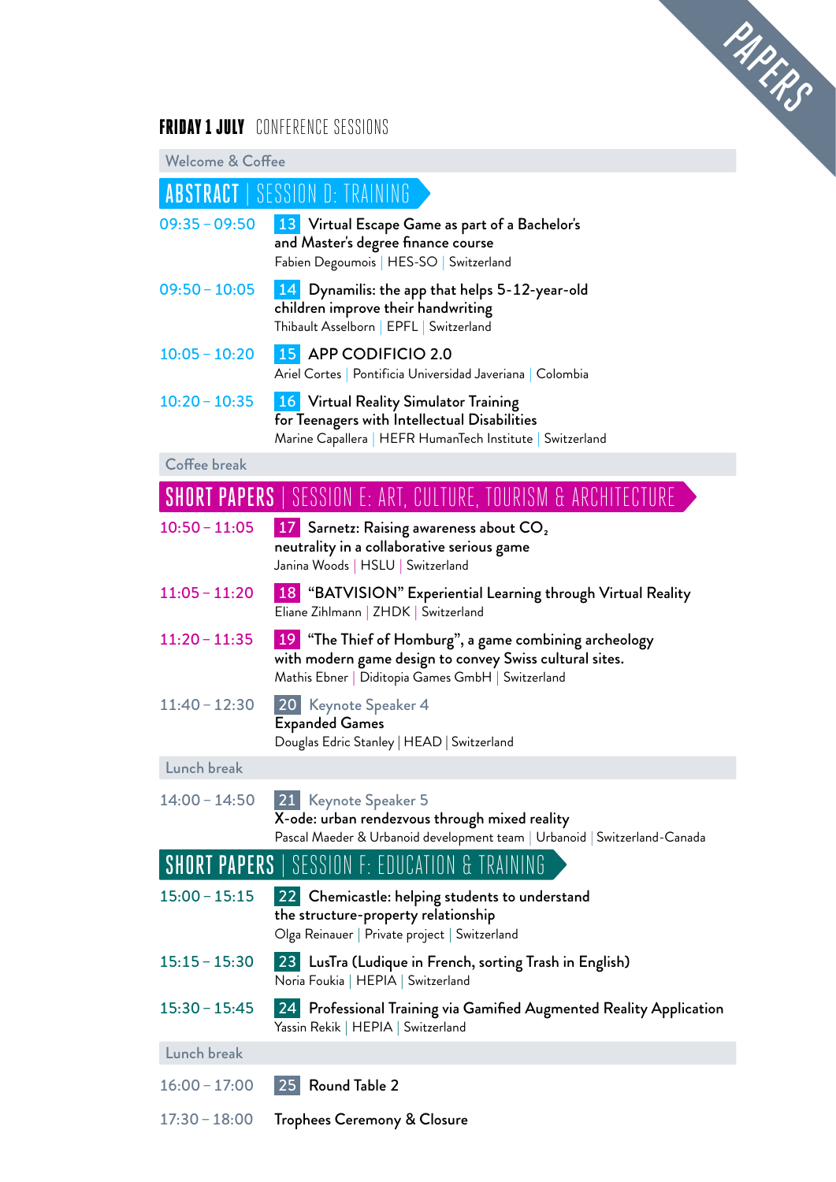PAPERS

## FRIDAY 1 JULY CONFERENCE SESSIONS

Welcome & Coffee

### ABSTRACT | SESSION D: TRAINING

09:35 – 09:50
**13** Virtual Escape Game as part of a Bachelor's and Master's degree finance course
Fabien Degoumois | HES-SO | Switzerland

09:50 – 10:05
**14** Dynamilis: the app that helps 5-12-year-old children improve their handwriting
Thibault Asselborn | EPFL | Switzerland

10:05 – 10:20
**15** APP CODIFICIO 2.0
Ariel Cortes | Pontificia Universidad Javeriana | Colombia

10:20 – 10:35
**16** Virtual Reality Simulator Training for Teenagers with Intellectual Disabilities
Marine Capallera | HEFR HumanTech Institute | Switzerland

Coffee break

### SHORT PAPERS | SESSION E: ART, CULTURE, TOURISM & ARCHITECTURE

10:50 – 11:05
**17** Sarnetz: Raising awareness about $CO_2$ neutrality in a collaborative serious game
Janina Woods | HSLU | Switzerland

11:05 – 11:20
**18** "BATVISION" Experiential Learning through Virtual Reality
Eliane Zihlmann | ZHDK | Switzerland

11:20 – 11:35
**19** "The Thief of Homburg", a game combining archeology with modern game design to convey Swiss cultural sites.
Mathis Ebner | Diditopia Games GmbH | Switzerland

11:40 – 12:30
**20** Keynote Speaker 4
Expanded Games
Douglas Edric Stanley | HEAD | Switzerland

Lunch break

14:00 – 14:50
**21** Keynote Speaker 5
X-ode: urban rendezvous through mixed reality
Pascal Maeder & Urbanoid development team | Urbanoid | Switzerland-Canada

### SHORT PAPERS | SESSION F: EDUCATION & TRAINING

15:00 – 15:15
**22** Chemicastle: helping students to understand the structure-property relationship
Olga Reinauer | Private project | Switzerland

15:15 – 15:30
**23** LusTra (Ludique in French, sorting Trash in English)
Noria Foukia | HEPIA | Switzerland

15:30 – 15:45
**24** Professional Training via Gamified Augmented Reality Application
Yassin Rekik | HEPIA | Switzerland

Lunch break

16:00 – 17:00
**25** Round Table 2

17:30 – 18:00
Trophees Ceremony & Closure